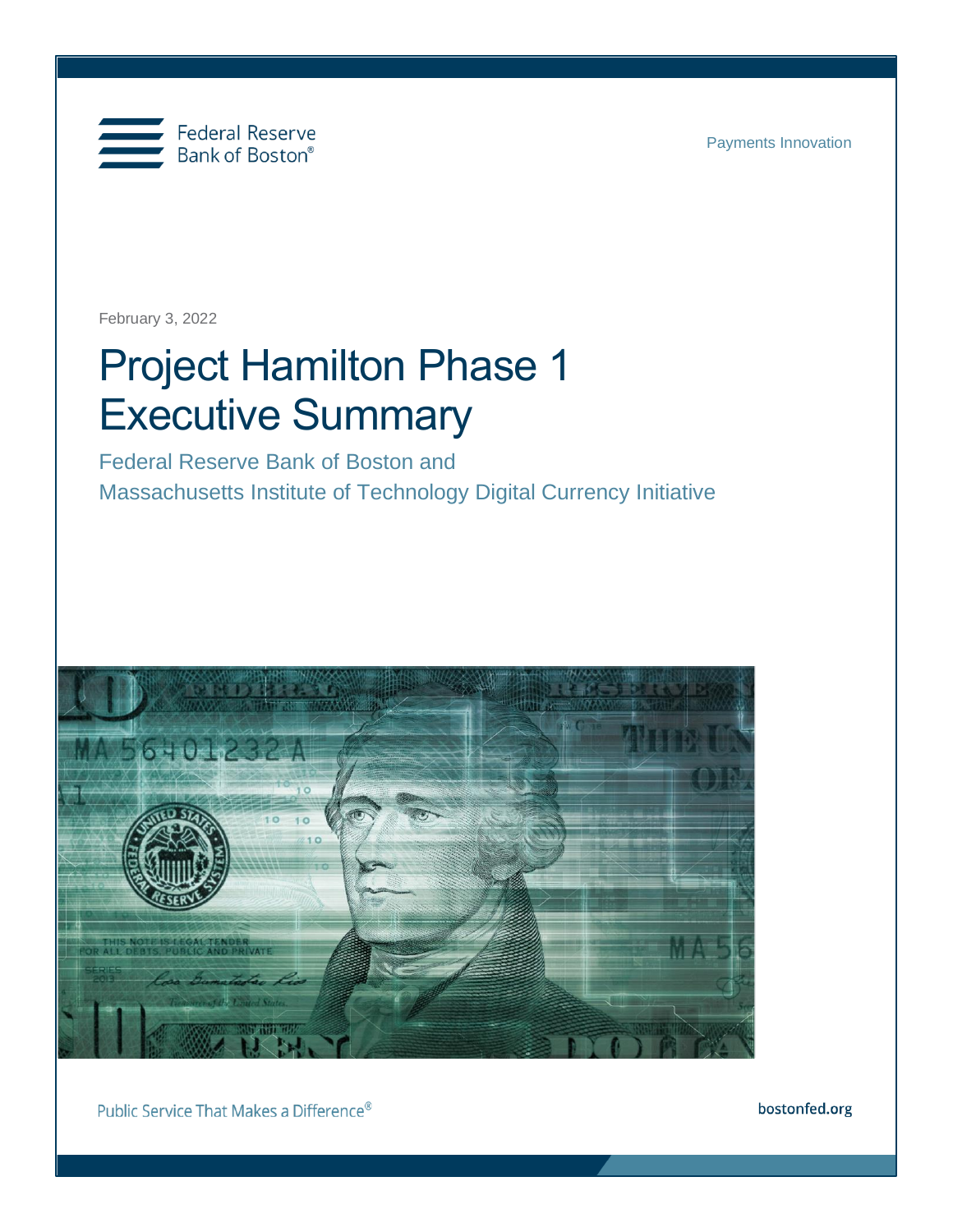Federal Reserve Bank of Boston®

Payments Innovation

February 3, 2022

# Project Hamilton Phase 1 Executive Summary

Federal Reserve Bank of Boston and
Massachusetts Institute of Technology Digital Currency Initiative

Public Service That Makes a Difference®

bostonfed.org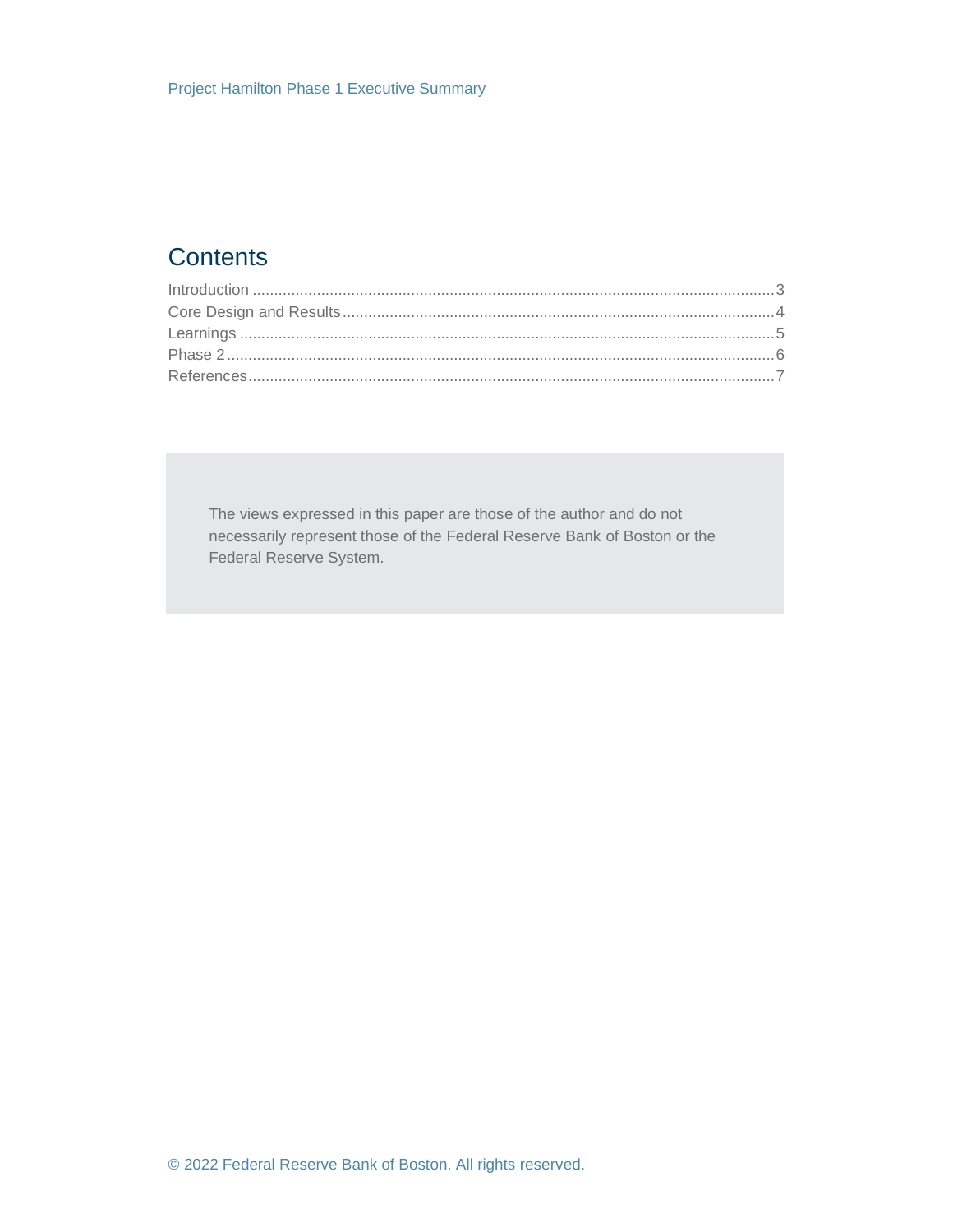## Contents

Introduction ........................................................................................................... 3
Core Design and Results ........................................................................................ 4
Learnings ............................................................................................................... 5
Phase 2 .................................................................................................................. 6
References ............................................................................................................. 7

The views expressed in this paper are those of the author and do not necessarily represent those of the Federal Reserve Bank of Boston or the Federal Reserve System.

© 2022 Federal Reserve Bank of Boston. All rights reserved.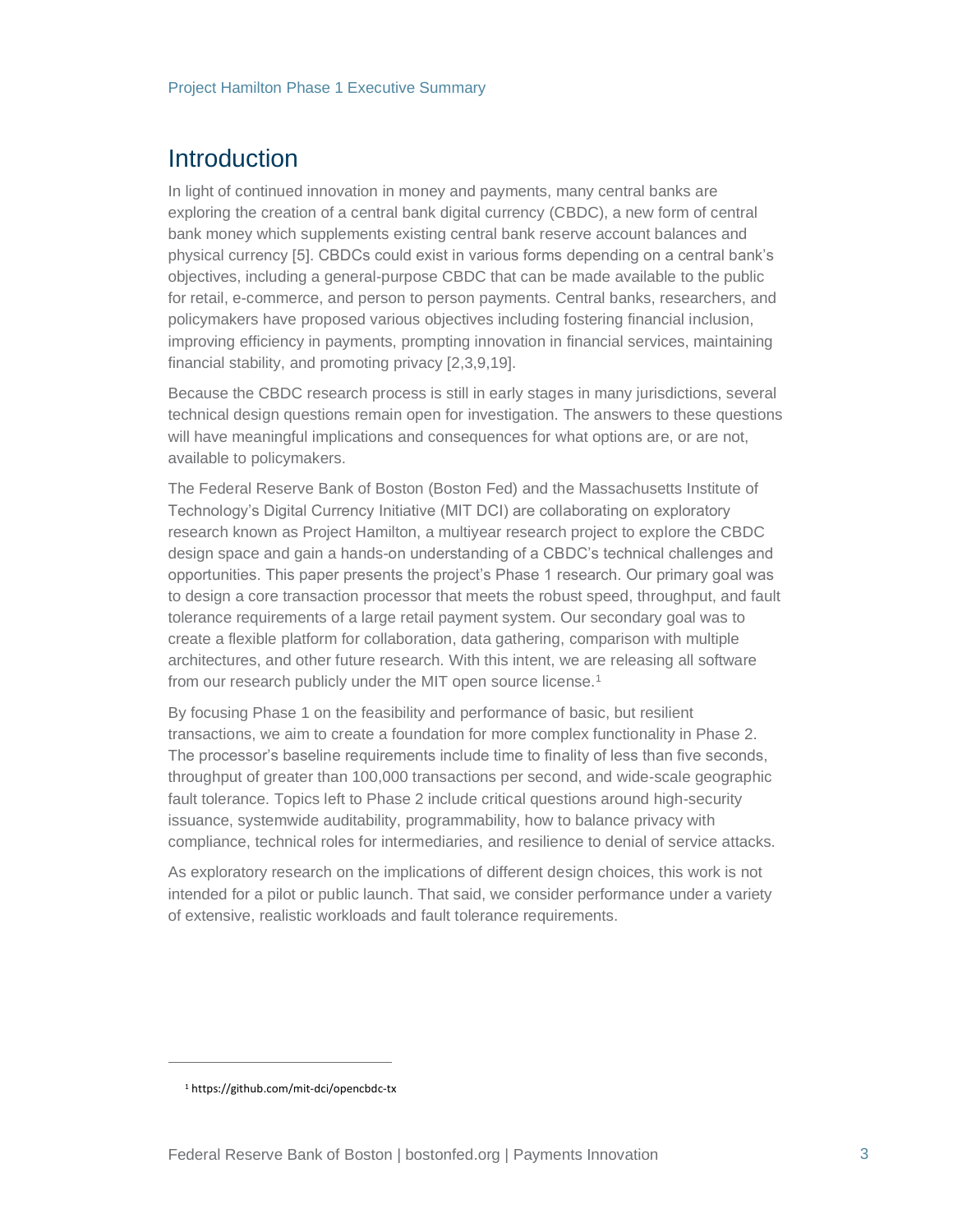## Introduction

In light of continued innovation in money and payments, many central banks are exploring the creation of a central bank digital currency (CBDC), a new form of central bank money which supplements existing central bank reserve account balances and physical currency [5]. CBDCs could exist in various forms depending on a central bank's objectives, including a general-purpose CBDC that can be made available to the public for retail, e-commerce, and person to person payments. Central banks, researchers, and policymakers have proposed various objectives including fostering financial inclusion, improving efficiency in payments, prompting innovation in financial services, maintaining financial stability, and promoting privacy [2,3,9,19].

Because the CBDC research process is still in early stages in many jurisdictions, several technical design questions remain open for investigation. The answers to these questions will have meaningful implications and consequences for what options are, or are not, available to policymakers.

The Federal Reserve Bank of Boston (Boston Fed) and the Massachusetts Institute of Technology's Digital Currency Initiative (MIT DCI) are collaborating on exploratory research known as Project Hamilton, a multiyear research project to explore the CBDC design space and gain a hands-on understanding of a CBDC's technical challenges and opportunities. This paper presents the project's Phase 1 research. Our primary goal was to design a core transaction processor that meets the robust speed, throughput, and fault tolerance requirements of a large retail payment system. Our secondary goal was to create a flexible platform for collaboration, data gathering, comparison with multiple architectures, and other future research. With this intent, we are releasing all software from our research publicly under the MIT open source license.[1]

By focusing Phase 1 on the feasibility and performance of basic, but resilient transactions, we aim to create a foundation for more complex functionality in Phase 2. The processor's baseline requirements include time to finality of less than five seconds, throughput of greater than 100,000 transactions per second, and wide-scale geographic fault tolerance. Topics left to Phase 2 include critical questions around high-security issuance, systemwide auditability, programmability, how to balance privacy with compliance, technical roles for intermediaries, and resilience to denial of service attacks.

As exploratory research on the implications of different design choices, this work is not intended for a pilot or public launch. That said, we consider performance under a variety of extensive, realistic workloads and fault tolerance requirements.

---

[1] https://github.com/mit-dci/opencbdc-tx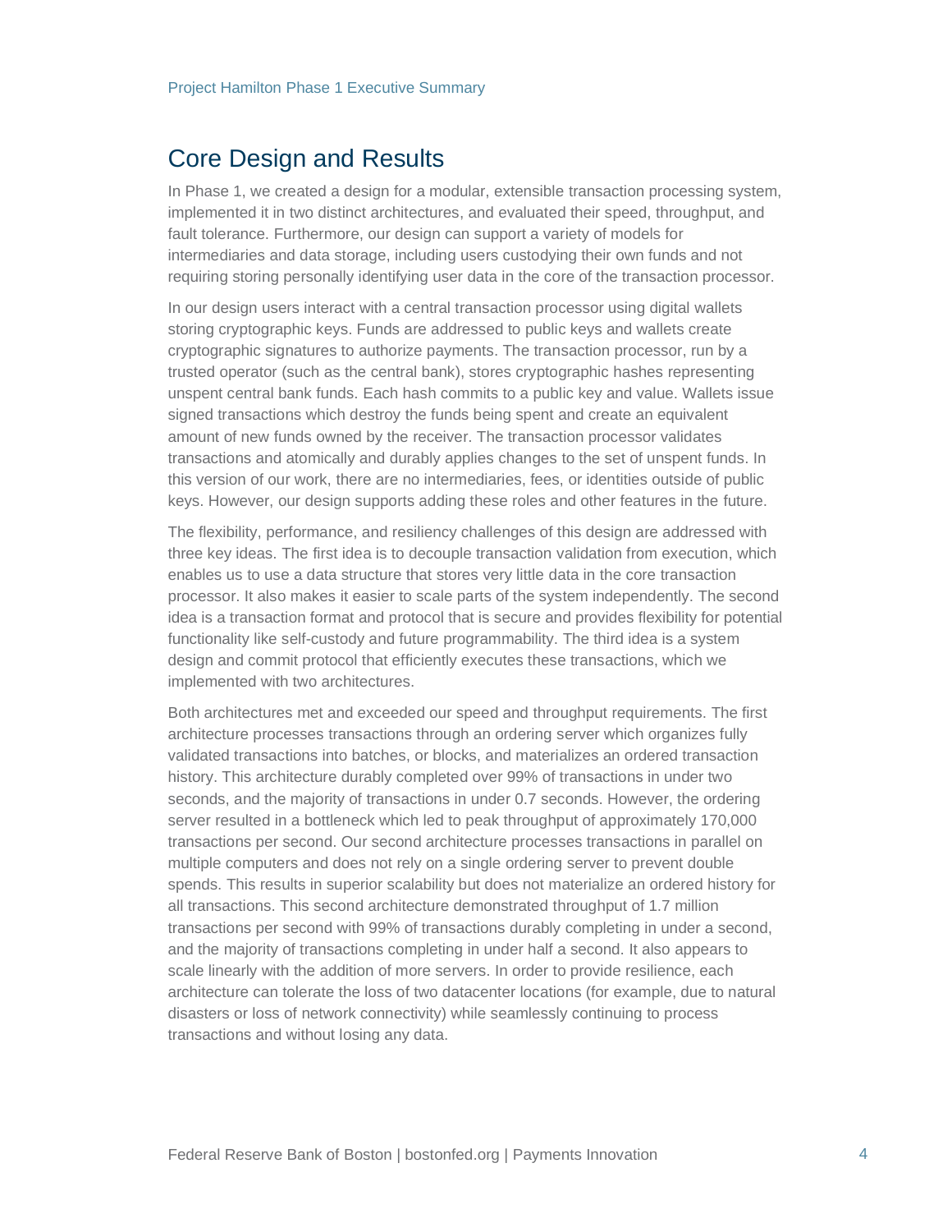## Core Design and Results

In Phase 1, we created a design for a modular, extensible transaction processing system, implemented it in two distinct architectures, and evaluated their speed, throughput, and fault tolerance. Furthermore, our design can support a variety of models for intermediaries and data storage, including users custodying their own funds and not requiring storing personally identifying user data in the core of the transaction processor.

In our design users interact with a central transaction processor using digital wallets storing cryptographic keys. Funds are addressed to public keys and wallets create cryptographic signatures to authorize payments. The transaction processor, run by a trusted operator (such as the central bank), stores cryptographic hashes representing unspent central bank funds. Each hash commits to a public key and value. Wallets issue signed transactions which destroy the funds being spent and create an equivalent amount of new funds owned by the receiver. The transaction processor validates transactions and atomically and durably applies changes to the set of unspent funds. In this version of our work, there are no intermediaries, fees, or identities outside of public keys. However, our design supports adding these roles and other features in the future.

The flexibility, performance, and resiliency challenges of this design are addressed with three key ideas. The first idea is to decouple transaction validation from execution, which enables us to use a data structure that stores very little data in the core transaction processor. It also makes it easier to scale parts of the system independently. The second idea is a transaction format and protocol that is secure and provides flexibility for potential functionality like self-custody and future programmability. The third idea is a system design and commit protocol that efficiently executes these transactions, which we implemented with two architectures.

Both architectures met and exceeded our speed and throughput requirements. The first architecture processes transactions through an ordering server which organizes fully validated transactions into batches, or blocks, and materializes an ordered transaction history. This architecture durably completed over 99% of transactions in under two seconds, and the majority of transactions in under 0.7 seconds. However, the ordering server resulted in a bottleneck which led to peak throughput of approximately 170,000 transactions per second. Our second architecture processes transactions in parallel on multiple computers and does not rely on a single ordering server to prevent double spends. This results in superior scalability but does not materialize an ordered history for all transactions. This second architecture demonstrated throughput of 1.7 million transactions per second with 99% of transactions durably completing in under a second, and the majority of transactions completing in under half a second. It also appears to scale linearly with the addition of more servers. In order to provide resilience, each architecture can tolerate the loss of two datacenter locations (for example, due to natural disasters or loss of network connectivity) while seamlessly continuing to process transactions and without losing any data.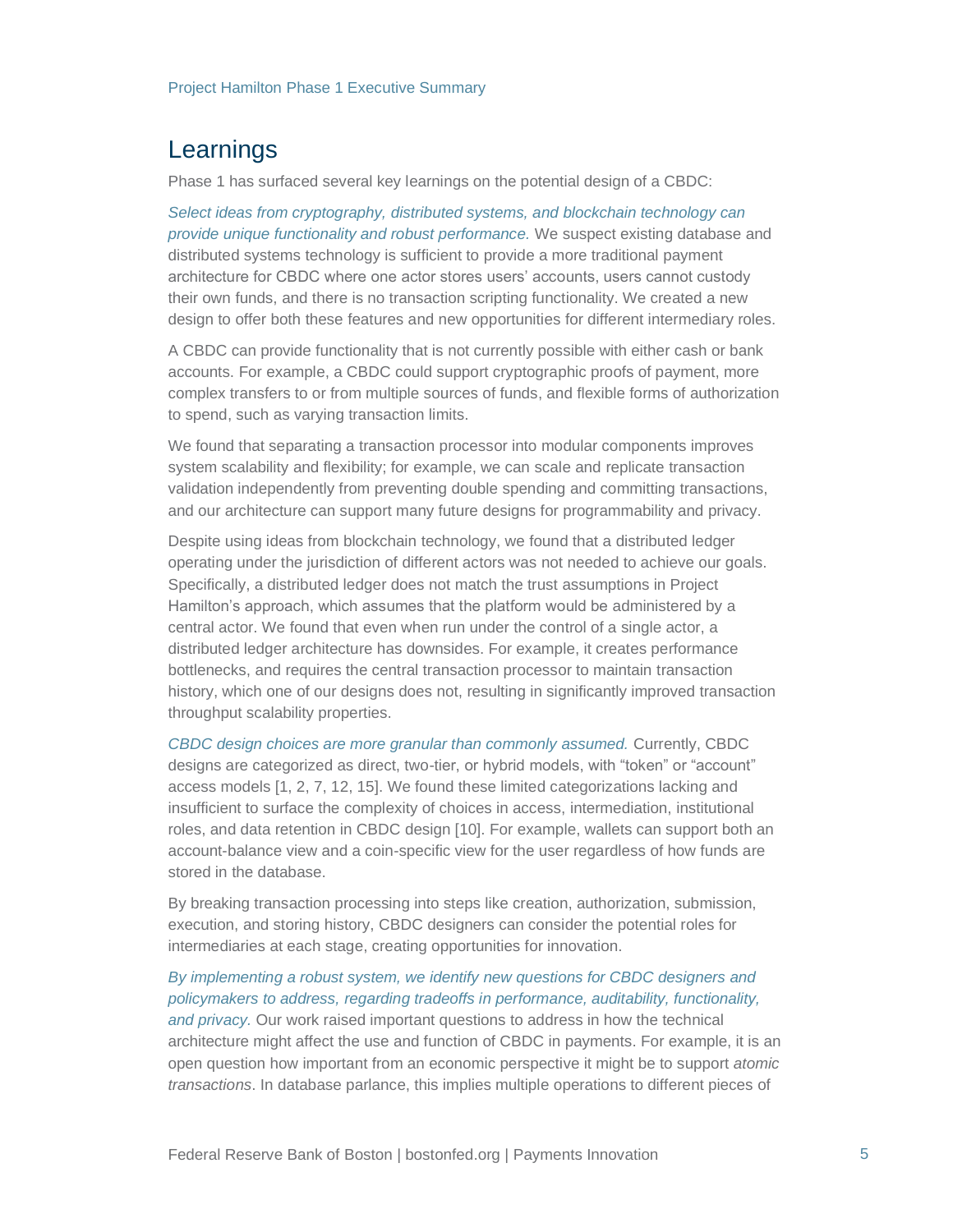## Learnings

Phase 1 has surfaced several key learnings on the potential design of a CBDC:

*Select ideas from cryptography, distributed systems, and blockchain technology can provide unique functionality and robust performance.* We suspect existing database and distributed systems technology is sufficient to provide a more traditional payment architecture for CBDC where one actor stores users' accounts, users cannot custody their own funds, and there is no transaction scripting functionality. We created a new design to offer both these features and new opportunities for different intermediary roles.

A CBDC can provide functionality that is not currently possible with either cash or bank accounts. For example, a CBDC could support cryptographic proofs of payment, more complex transfers to or from multiple sources of funds, and flexible forms of authorization to spend, such as varying transaction limits.

We found that separating a transaction processor into modular components improves system scalability and flexibility; for example, we can scale and replicate transaction validation independently from preventing double spending and committing transactions, and our architecture can support many future designs for programmability and privacy.

Despite using ideas from blockchain technology, we found that a distributed ledger operating under the jurisdiction of different actors was not needed to achieve our goals. Specifically, a distributed ledger does not match the trust assumptions in Project Hamilton's approach, which assumes that the platform would be administered by a central actor. We found that even when run under the control of a single actor, a distributed ledger architecture has downsides. For example, it creates performance bottlenecks, and requires the central transaction processor to maintain transaction history, which one of our designs does not, resulting in significantly improved transaction throughput scalability properties.

*CBDC design choices are more granular than commonly assumed.* Currently, CBDC designs are categorized as direct, two-tier, or hybrid models, with "token" or "account" access models [1, 2, 7, 12, 15]. We found these limited categorizations lacking and insufficient to surface the complexity of choices in access, intermediation, institutional roles, and data retention in CBDC design [10]. For example, wallets can support both an account-balance view and a coin-specific view for the user regardless of how funds are stored in the database.

By breaking transaction processing into steps like creation, authorization, submission, execution, and storing history, CBDC designers can consider the potential roles for intermediaries at each stage, creating opportunities for innovation.

*By implementing a robust system, we identify new questions for CBDC designers and policymakers to address, regarding tradeoffs in performance, auditability, functionality, and privacy.* Our work raised important questions to address in how the technical architecture might affect the use and function of CBDC in payments. For example, it is an open question how important from an economic perspective it might be to support *atomic transactions*. In database parlance, this implies multiple operations to different pieces of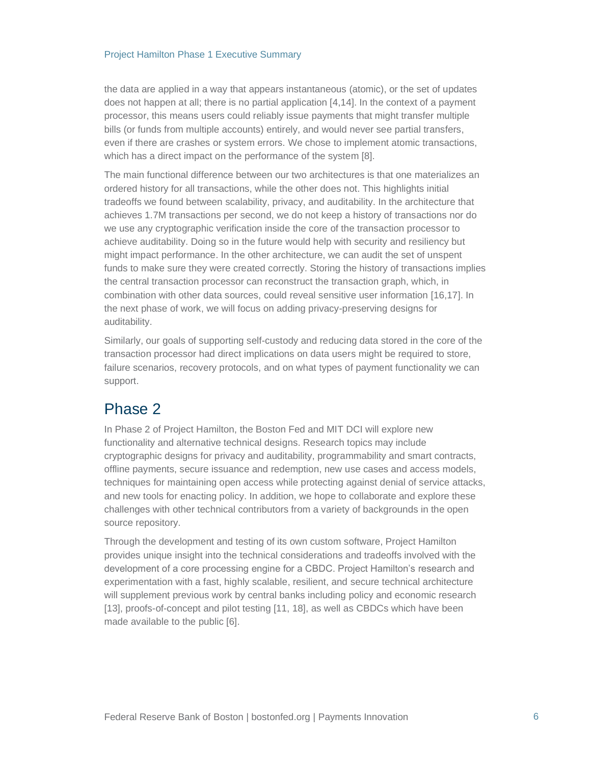the data are applied in a way that appears instantaneous (atomic), or the set of updates does not happen at all; there is no partial application [4,14]. In the context of a payment processor, this means users could reliably issue payments that might transfer multiple bills (or funds from multiple accounts) entirely, and would never see partial transfers, even if there are crashes or system errors. We chose to implement atomic transactions, which has a direct impact on the performance of the system [8].

The main functional difference between our two architectures is that one materializes an ordered history for all transactions, while the other does not. This highlights initial tradeoffs we found between scalability, privacy, and auditability. In the architecture that achieves 1.7M transactions per second, we do not keep a history of transactions nor do we use any cryptographic verification inside the core of the transaction processor to achieve auditability. Doing so in the future would help with security and resiliency but might impact performance. In the other architecture, we can audit the set of unspent funds to make sure they were created correctly. Storing the history of transactions implies the central transaction processor can reconstruct the transaction graph, which, in combination with other data sources, could reveal sensitive user information [16,17]. In the next phase of work, we will focus on adding privacy-preserving designs for auditability.

Similarly, our goals of supporting self-custody and reducing data stored in the core of the transaction processor had direct implications on data users might be required to store, failure scenarios, recovery protocols, and on what types of payment functionality we can support.

## Phase 2

In Phase 2 of Project Hamilton, the Boston Fed and MIT DCI will explore new functionality and alternative technical designs. Research topics may include cryptographic designs for privacy and auditability, programmability and smart contracts, offline payments, secure issuance and redemption, new use cases and access models, techniques for maintaining open access while protecting against denial of service attacks, and new tools for enacting policy. In addition, we hope to collaborate and explore these challenges with other technical contributors from a variety of backgrounds in the open source repository.

Through the development and testing of its own custom software, Project Hamilton provides unique insight into the technical considerations and tradeoffs involved with the development of a core processing engine for a CBDC. Project Hamilton's research and experimentation with a fast, highly scalable, resilient, and secure technical architecture will supplement previous work by central banks including policy and economic research [13], proofs-of-concept and pilot testing [11, 18], as well as CBDCs which have been made available to the public [6].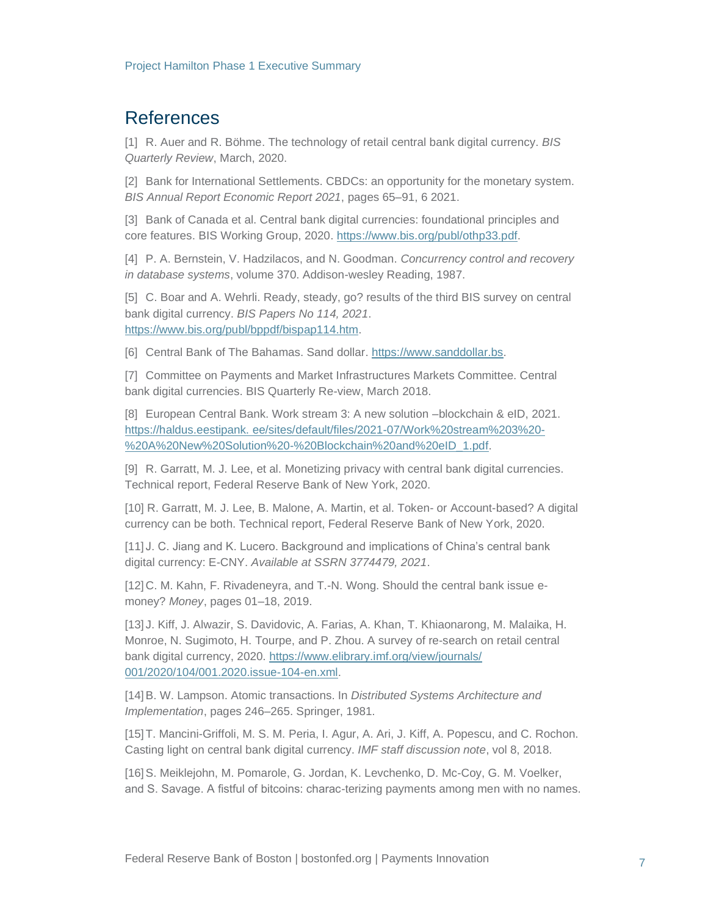## References

[1] R. Auer and R. Böhme. The technology of retail central bank digital currency. *BIS Quarterly Review*, March, 2020.

[2] Bank for International Settlements. CBDCs: an opportunity for the monetary system. *BIS Annual Report Economic Report 2021*, pages 65–91, 6 2021.

[3] Bank of Canada et al. Central bank digital currencies: foundational principles and core features. BIS Working Group, 2020. https://www.bis.org/publ/othp33.pdf.

[4] P. A. Bernstein, V. Hadzilacos, and N. Goodman. *Concurrency control and recovery in database systems*, volume 370. Addison-wesley Reading, 1987.

[5] C. Boar and A. Wehrli. Ready, steady, go? results of the third BIS survey on central bank digital currency. *BIS Papers No 114, 2021*. https://www.bis.org/publ/bppdf/bispap114.htm.

[6] Central Bank of The Bahamas. Sand dollar. https://www.sanddollar.bs.

[7] Committee on Payments and Market Infrastructures Markets Committee. Central bank digital currencies. BIS Quarterly Re-view, March 2018.

[8] European Central Bank. Work stream 3: A new solution –blockchain & eID, 2021. https://haldus.eestipank. ee/sites/default/files/2021-07/Work%20stream%203%20-%20A%20New%20Solution%20-%20Blockchain%20and%20eID_1.pdf.

[9] R. Garratt, M. J. Lee, et al. Monetizing privacy with central bank digital currencies. Technical report, Federal Reserve Bank of New York, 2020.

[10] R. Garratt, M. J. Lee, B. Malone, A. Martin, et al. Token- or Account-based? A digital currency can be both. Technical report, Federal Reserve Bank of New York, 2020.

[11] J. C. Jiang and K. Lucero. Background and implications of China's central bank digital currency: E-CNY. *Available at SSRN 3774479, 2021*.

[12] C. M. Kahn, F. Rivadeneyra, and T.-N. Wong. Should the central bank issue e-money? *Money*, pages 01–18, 2019.

[13] J. Kiff, J. Alwazir, S. Davidovic, A. Farias, A. Khan, T. Khiaonarong, M. Malaika, H. Monroe, N. Sugimoto, H. Tourpe, and P. Zhou. A survey of re-search on retail central bank digital currency, 2020. https://www.elibrary.imf.org/view/journals/001/2020/104/001.2020.issue-104-en.xml.

[14] B. W. Lampson. Atomic transactions. In *Distributed Systems Architecture and Implementation*, pages 246–265. Springer, 1981.

[15] T. Mancini-Griffoli, M. S. M. Peria, I. Agur, A. Ari, J. Kiff, A. Popescu, and C. Rochon. Casting light on central bank digital currency. *IMF staff discussion note*, vol 8, 2018.

[16] S. Meiklejohn, M. Pomarole, G. Jordan, K. Levchenko, D. Mc-Coy, G. M. Voelker, and S. Savage. A fistful of bitcoins: charac-terizing payments among men with no names.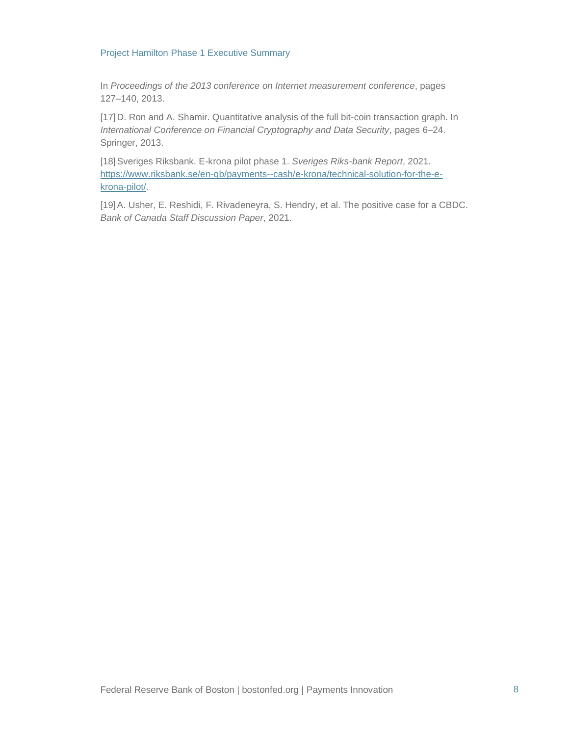In *Proceedings of the 2013 conference on Internet measurement conference*, pages 127–140, 2013.

[17] D. Ron and A. Shamir. Quantitative analysis of the full bit-coin transaction graph. In *International Conference on Financial Cryptography and Data Security*, pages 6–24. Springer, 2013.

[18] Sveriges Riksbank. E-krona pilot phase 1. *Sveriges Riks-bank Report*, 2021. [https://www.riksbank.se/en-gb/payments--cash/e-krona/technical-solution-for-the-e-krona-pilot/](https://www.riksbank.se/en-gb/payments--cash/e-krona/technical-solution-for-the-e-krona-pilot/).

[19] A. Usher, E. Reshidi, F. Rivadeneyra, S. Hendry, et al. The positive case for a CBDC. *Bank of Canada Staff Discussion Paper*, 2021.